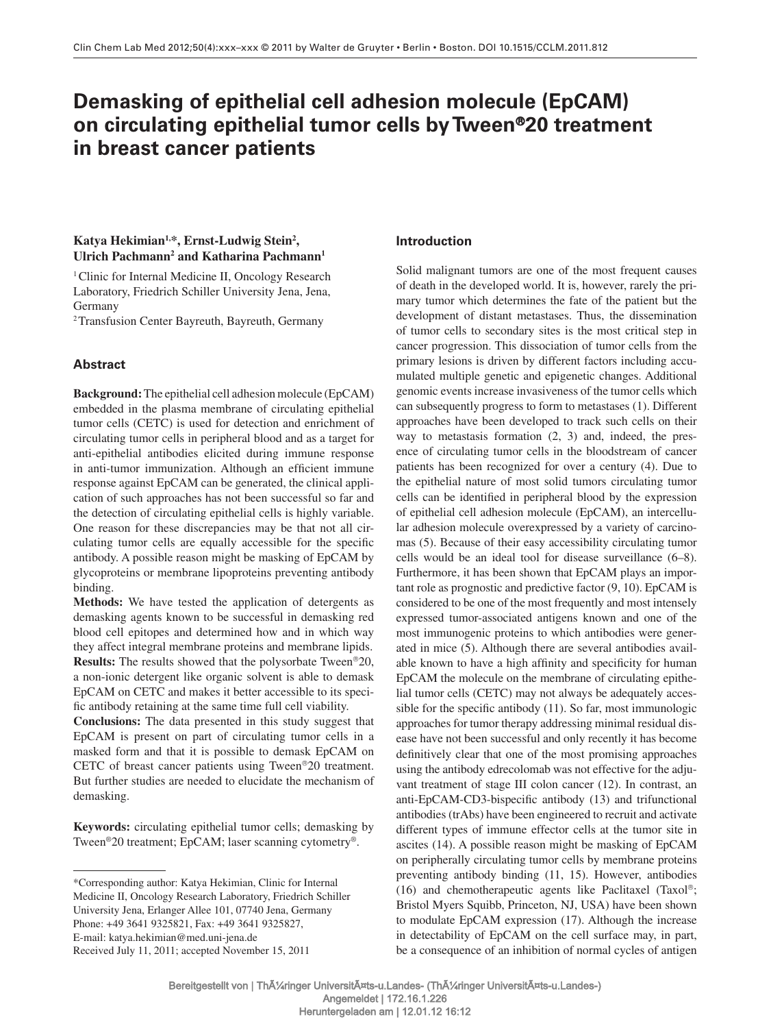# Demasking of epithelial cell adhesion molecule (EpCAM) on circulating epithelial tumor cells by Tween®20 treatment in breast cancer patients

**Katya Hekimian[1,*], Ernst-Ludwig Stein[2], Ulrich Pachmann[2] and Katharina Pachmann[1]**

[1] Clinic for Internal Medicine II, Oncology Research Laboratory, Friedrich Schiller University Jena, Jena, Germany

[2] Transfusion Center Bayreuth, Bayreuth, Germany

## Abstract

**Background:** The epithelial cell adhesion molecule (EpCAM) embedded in the plasma membrane of circulating epithelial tumor cells (CETC) is used for detection and enrichment of circulating tumor cells in peripheral blood and as a target for anti-epithelial antibodies elicited during immune response in anti-tumor immunization. Although an efficient immune response against EpCAM can be generated, the clinical application of such approaches has not been successful so far and the detection of circulating epithelial cells is highly variable. One reason for these discrepancies may be that not all circulating tumor cells are equally accessible for the specific antibody. A possible reason might be masking of EpCAM by glycoproteins or membrane lipoproteins preventing antibody binding.

**Methods:** We have tested the application of detergents as demasking agents known to be successful in demasking red blood cell epitopes and determined how and in which way they affect integral membrane proteins and membrane lipids.

**Results:** The results showed that the polysorbate Tween®20, a non-ionic detergent like organic solvent is able to demask EpCAM on CETC and makes it better accessible to its specific antibody retaining at the same time full cell viability.

**Conclusions:** The data presented in this study suggest that EpCAM is present on part of circulating tumor cells in a masked form and that it is possible to demask EpCAM on CETC of breast cancer patients using Tween®20 treatment. But further studies are needed to elucidate the mechanism of demasking.

**Keywords:** circulating epithelial tumor cells; demasking by Tween®20 treatment; EpCAM; laser scanning cytometry®.

*Corresponding author: Katya Hekimian, Clinic for Internal Medicine II, Oncology Research Laboratory, Friedrich Schiller University Jena, Erlanger Allee 101, 07740 Jena, Germany
Phone: +49 3641 9325821, Fax: +49 3641 9325827,
E-mail: katya.hekimian@med.uni-jena.de
Received July 11, 2011; accepted November 15, 2011

## Introduction

Solid malignant tumors are one of the most frequent causes of death in the developed world. It is, however, rarely the primary tumor which determines the fate of the patient but the development of distant metastases. Thus, the dissemination of tumor cells to secondary sites is the most critical step in cancer progression. This dissociation of tumor cells from the primary lesions is driven by different factors including accumulated multiple genetic and epigenetic changes. Additional genomic events increase invasiveness of the tumor cells which can subsequently progress to form to metastases (1). Different approaches have been developed to track such cells on their way to metastasis formation (2, 3) and, indeed, the presence of circulating tumor cells in the bloodstream of cancer patients has been recognized for over a century (4). Due to the epithelial nature of most solid tumors circulating tumor cells can be identified in peripheral blood by the expression of epithelial cell adhesion molecule (EpCAM), an intercellular adhesion molecule overexpressed by a variety of carcinomas (5). Because of their easy accessibility circulating tumor cells would be an ideal tool for disease surveillance (6–8). Furthermore, it has been shown that EpCAM plays an important role as prognostic and predictive factor (9, 10). EpCAM is considered to be one of the most frequently and most intensely expressed tumor-associated antigens known and one of the most immunogenic proteins to which antibodies were generated in mice (5). Although there are several antibodies available known to have a high affinity and specificity for human EpCAM the molecule on the membrane of circulating epithelial tumor cells (CETC) may not always be adequately accessible for the specific antibody (11). So far, most immunologic approaches for tumor therapy addressing minimal residual disease have not been successful and only recently it has become definitively clear that one of the most promising approaches using the antibody edrecolomab was not effective for the adjuvant treatment of stage III colon cancer (12). In contrast, an anti-EpCAM-CD3-bispecific antibody (13) and trifunctional antibodies (trAbs) have been engineered to recruit and activate different types of immune effector cells at the tumor site in ascites (14). A possible reason might be masking of EpCAM on peripherally circulating tumor cells by membrane proteins preventing antibody binding (11, 15). However, antibodies (16) and chemotherapeutic agents like Paclitaxel (Taxol®; Bristol Myers Squibb, Princeton, NJ, USA) have been shown to modulate EpCAM expression (17). Although the increase in detectability of EpCAM on the cell surface may, in part, be a consequence of an inhibition of normal cycles of antigen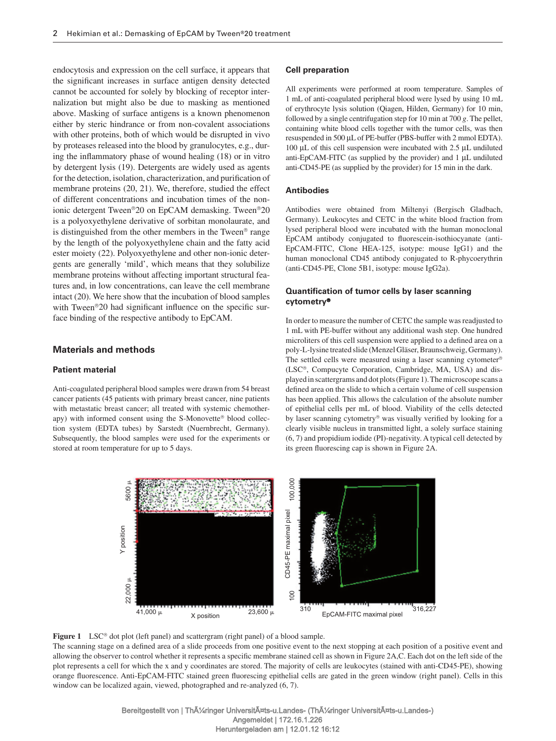endocytosis and expression on the cell surface, it appears that the significant increases in surface antigen density detected cannot be accounted for solely by blocking of receptor internalization but might also be due to masking as mentioned above. Masking of surface antigens is a known phenomenon either by steric hindrance or from non-covalent associations with other proteins, both of which would be disrupted in vivo by proteases released into the blood by granulocytes, e.g., during the inflammatory phase of wound healing (18) or in vitro by detergent lysis (19). Detergents are widely used as agents for the detection, isolation, characterization, and purification of membrane proteins (20, 21). We, therefore, studied the effect of different concentrations and incubation times of the non-ionic detergent Tween®20 on EpCAM demasking. Tween®20 is a polyoxyethylene derivative of sorbitan monolaurate, and is distinguished from the other members in the Tween® range by the length of the polyoxyethylene chain and the fatty acid ester moiety (22). Polyoxyethylene and other non-ionic detergents are generally 'mild', which means that they solubilize membrane proteins without affecting important structural features and, in low concentrations, can leave the cell membrane intact (20). We here show that the incubation of blood samples with Tween®20 had significant influence on the specific surface binding of the respective antibody to EpCAM.

## Materials and methods

### Patient material

Anti-coagulated peripheral blood samples were drawn from 54 breast cancer patients (45 patients with primary breast cancer, nine patients with metastatic breast cancer; all treated with systemic chemotherapy) with informed consent using the S-Monovette® blood collection system (EDTA tubes) by Sarstedt (Nuernbrecht, Germany). Subsequently, the blood samples were used for the experiments or stored at room temperature for up to 5 days.

### Cell preparation

All experiments were performed at room temperature. Samples of 1 mL of anti-coagulated peripheral blood were lysed by using 10 mL of erythrocyte lysis solution (Qiagen, Hilden, Germany) for 10 min, followed by a single centrifugation step for 10 min at 700 *g*. The pellet, containing white blood cells together with the tumor cells, was then resuspended in 500 μL of PE-buffer (PBS-buffer with 2 mmol EDTA). 100 μL of this cell suspension were incubated with 2.5 μL undiluted anti-EpCAM-FITC (as supplied by the provider) and 1 μL undiluted anti-CD45-PE (as supplied by the provider) for 15 min in the dark.

### Antibodies

Antibodies were obtained from Miltenyi (Bergisch Gladbach, Germany). Leukocytes and CETC in the white blood fraction from lysed peripheral blood were incubated with the human monoclonal EpCAM antibody conjugated to fluorescein-isothiocyanate (anti-EpCAM-FITC, Clone HEA-125, isotype: mouse IgG1) and the human monoclonal CD45 antibody conjugated to R-phycoerythrin (anti-CD45-PE, Clone 5B1, isotype: mouse IgG2a).

### Quantification of tumor cells by laser scanning cytometry®

In order to measure the number of CETC the sample was readjusted to 1 mL with PE-buffer without any additional wash step. One hundred microliters of this cell suspension were applied to a defined area on a poly-L-lysine treated slide (Menzel Gläser, Braunschweig, Germany). The settled cells were measured using a laser scanning cytometer® (LSC®, Compucyte Corporation, Cambridge, MA, USA) and displayed in scattergrams and dot plots (Figure 1). The microscope scans a defined area on the slide to which a certain volume of cell suspension has been applied. This allows the calculation of the absolute number of epithelial cells per mL of blood. Viability of the cells detected by laser scanning cytometry® was visually verified by looking for a clearly visible nucleus in transmitted light, a solely surface staining (6, 7) and propidium iodide (PI)-negativity. A typical cell detected by its green fluorescing cap is shown in Figure 2A.

**Figure 1** LSC® dot plot (left panel) and scattergram (right panel) of a blood sample.
The scanning stage on a defined area of a slide proceeds from one positive event to the next stopping at each position of a positive event and allowing the observer to control whether it represents a specific membrane stained cell as shown in Figure 2A,C. Each dot on the left side of the plot represents a cell for which the x and y coordinates are stored. The majority of cells are leukocytes (stained with anti-CD45-PE), showing orange fluorescence. Anti-EpCAM-FITC stained green fluorescing epithelial cells are gated in the green window (right panel). Cells in this window can be localized again, viewed, photographed and re-analyzed (6, 7).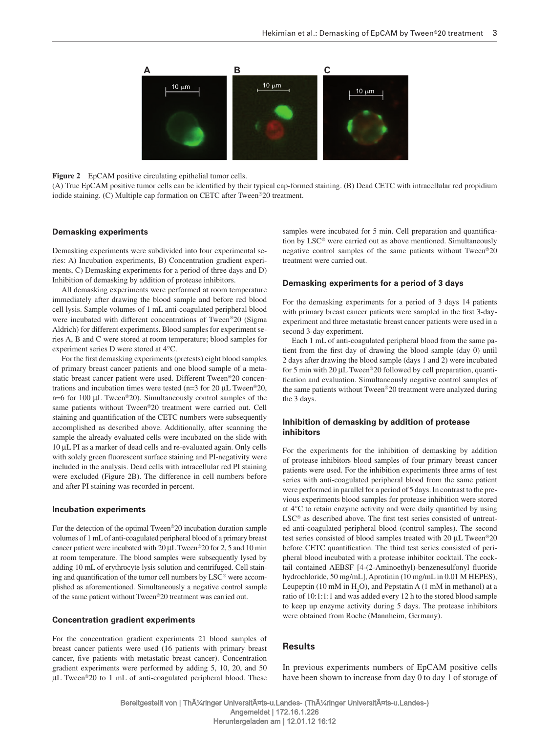Figure 2 EpCAM positive circulating epithelial tumor cells.
(A) True EpCAM positive tumor cells can be identified by their typical cap-formed staining. (B) Dead CETC with intracellular red propidium iodide staining. (C) Multiple cap formation on CETC after Tween®20 treatment.

### Demasking experiments

Demasking experiments were subdivided into four experimental series: A) Incubation experiments, B) Concentration gradient experiments, C) Demasking experiments for a period of three days and D) Inhibition of demasking by addition of protease inhibitors.

All demasking experiments were performed at room temperature immediately after drawing the blood sample and before red blood cell lysis. Sample volumes of 1 mL anti-coagulated peripheral blood were incubated with different concentrations of Tween®20 (Sigma Aldrich) for different experiments. Blood samples for experiment series A, B and C were stored at room temperature; blood samples for experiment series D were stored at 4°C.

For the first demasking experiments (pretests) eight blood samples of primary breast cancer patients and one blood sample of a metastatic breast cancer patient were used. Different Tween®20 concentrations and incubation times were tested (n=3 for 20 µL Tween®20, n=6 for 100 µL Tween®20). Simultaneously control samples of the same patients without Tween®20 treatment were carried out. Cell staining and quantification of the CETC numbers were subsequently accomplished as described above. Additionally, after scanning the sample the already evaluated cells were incubated on the slide with 10 µL PI as a marker of dead cells and re-evaluated again. Only cells with solely green fluorescent surface staining and PI-negativity were included in the analysis. Dead cells with intracellular red PI staining were excluded (Figure 2B). The difference in cell numbers before and after PI staining was recorded in percent.

### Incubation experiments

For the detection of the optimal Tween®20 incubation duration sample volumes of 1 mL of anti-coagulated peripheral blood of a primary breast cancer patient were incubated with 20 µL Tween®20 for 2, 5 and 10 min at room temperature. The blood samples were subsequently lysed by adding 10 mL of erythrocyte lysis solution and centrifuged. Cell staining and quantification of the tumor cell numbers by LSC® were accomplished as aforementioned. Simultaneously a negative control sample of the same patient without Tween®20 treatment was carried out.

### Concentration gradient experiments

For the concentration gradient experiments 21 blood samples of breast cancer patients were used (16 patients with primary breast cancer, five patients with metastatic breast cancer). Concentration gradient experiments were performed by adding 5, 10, 20, and 50 µL Tween®20 to 1 mL of anti-coagulated peripheral blood. These samples were incubated for 5 min. Cell preparation and quantification by LSC® were carried out as above mentioned. Simultaneously negative control samples of the same patients without Tween®20 treatment were carried out.

### Demasking experiments for a period of 3 days

For the demasking experiments for a period of 3 days 14 patients with primary breast cancer patients were sampled in the first 3-day-experiment and three metastatic breast cancer patients were used in a second 3-day experiment.

Each 1 mL of anti-coagulated peripheral blood from the same patient from the first day of drawing the blood sample (day 0) until 2 days after drawing the blood sample (days 1 and 2) were incubated for 5 min with 20 µL Tween®20 followed by cell preparation, quantification and evaluation. Simultaneously negative control samples of the same patients without Tween®20 treatment were analyzed during the 3 days.

### Inhibition of demasking by addition of protease inhibitors

For the experiments for the inhibition of demasking by addition of protease inhibitors blood samples of four primary breast cancer patients were used. For the inhibition experiments three arms of test series with anti-coagulated peripheral blood from the same patient were performed in parallel for a period of 5 days. In contrast to the previous experiments blood samples for protease inhibition were stored at 4°C to retain enzyme activity and were daily quantified by using LSC® as described above. The first test series consisted of untreated anti-coagulated peripheral blood (control samples). The second test series consisted of blood samples treated with 20 µL Tween®20 before CETC quantification. The third test series consisted of peripheral blood incubated with a protease inhibitor cocktail. The cocktail contained AEBSF [4-(2-Aminoethyl)-benzenesulfonyl fluoride hydrochloride, 50 mg/mL], Aprotinin (10 mg/mL in 0.01 M HEPES), Leupeptin (10 mM in $H_2O$), and Pepstatin A (1 mM in methanol) at a ratio of 10:1:1:1 and was added every 12 h to the stored blood sample to keep up enzyme activity during 5 days. The protease inhibitors were obtained from Roche (Mannheim, Germany).

## Results

In previous experiments numbers of EpCAM positive cells have been shown to increase from day 0 to day 1 of storage of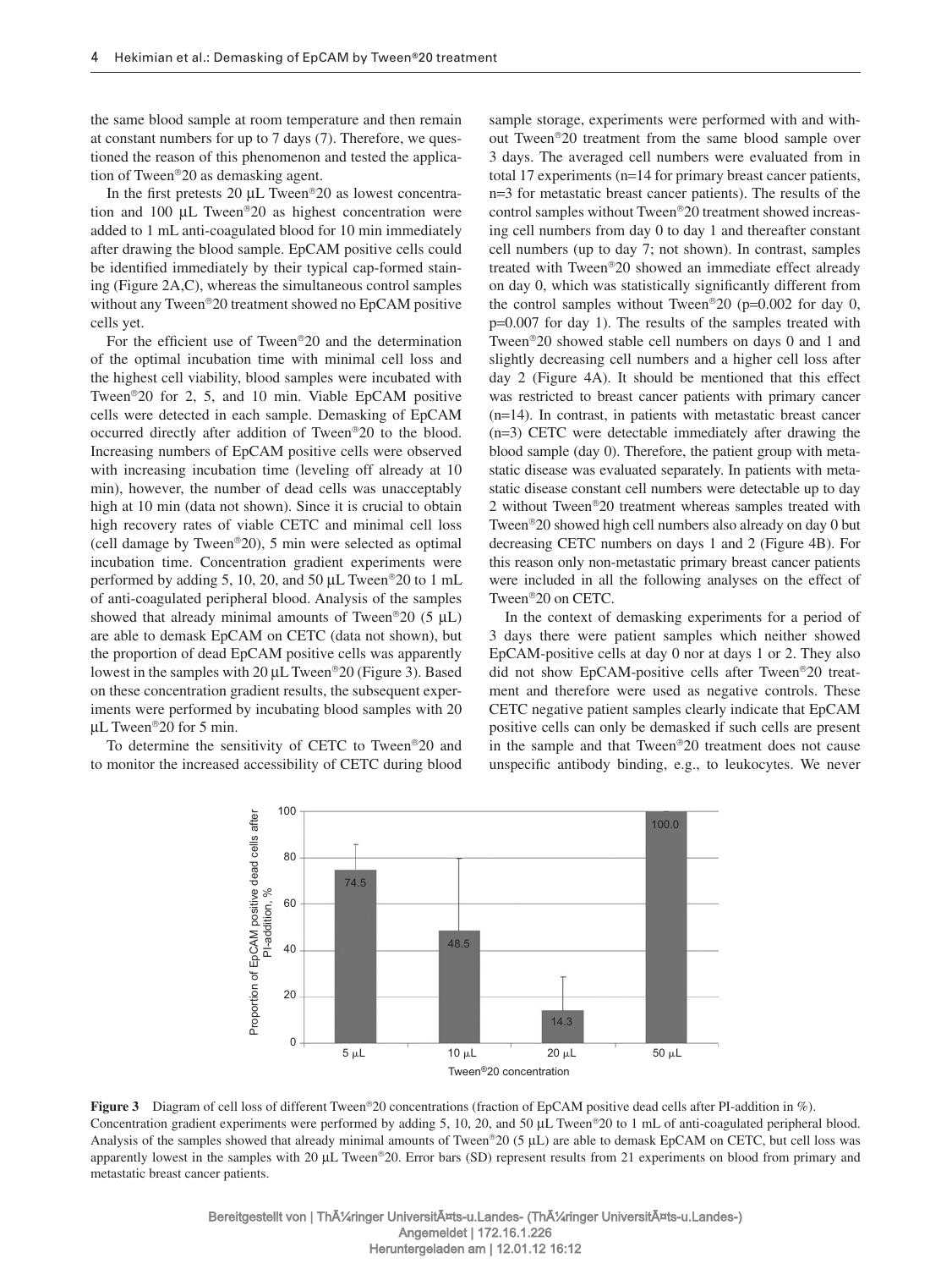the same blood sample at room temperature and then remain at constant numbers for up to 7 days (7). Therefore, we questioned the reason of this phenomenon and tested the application of Tween®20 as demasking agent.

In the first pretests 20 µL Tween®20 as lowest concentration and 100 µL Tween®20 as highest concentration were added to 1 mL anti-coagulated blood for 10 min immediately after drawing the blood sample. EpCAM positive cells could be identified immediately by their typical cap-formed staining (Figure 2A,C), whereas the simultaneous control samples without any Tween®20 treatment showed no EpCAM positive cells yet.

For the efficient use of Tween®20 and the determination of the optimal incubation time with minimal cell loss and the highest cell viability, blood samples were incubated with Tween®20 for 2, 5, and 10 min. Viable EpCAM positive cells were detected in each sample. Demasking of EpCAM occurred directly after addition of Tween®20 to the blood. Increasing numbers of EpCAM positive cells were observed with increasing incubation time (leveling off already at 10 min), however, the number of dead cells was unacceptably high at 10 min (data not shown). Since it is crucial to obtain high recovery rates of viable CETC and minimal cell loss (cell damage by Tween®20), 5 min were selected as optimal incubation time. Concentration gradient experiments were performed by adding 5, 10, 20, and 50 µL Tween®20 to 1 mL of anti-coagulated peripheral blood. Analysis of the samples showed that already minimal amounts of Tween®20 (5 µL) are able to demask EpCAM on CETC (data not shown), but the proportion of dead EpCAM positive cells was apparently lowest in the samples with 20 µL Tween®20 (Figure 3). Based on these concentration gradient results, the subsequent experiments were performed by incubating blood samples with 20 µL Tween®20 for 5 min.

To determine the sensitivity of CETC to Tween®20 and to monitor the increased accessibility of CETC during blood sample storage, experiments were performed with and without Tween®20 treatment from the same blood sample over 3 days. The averaged cell numbers were evaluated from in total 17 experiments (n=14 for primary breast cancer patients, n=3 for metastatic breast cancer patients). The results of the control samples without Tween®20 treatment showed increasing cell numbers from day 0 to day 1 and thereafter constant cell numbers (up to day 7; not shown). In contrast, samples treated with Tween®20 showed an immediate effect already on day 0, which was statistically significantly different from the control samples without Tween®20 ($p=0.002$ for day 0, $p=0.007$ for day 1). The results of the samples treated with Tween®20 showed stable cell numbers on days 0 and 1 and slightly decreasing cell numbers and a higher cell loss after day 2 (Figure 4A). It should be mentioned that this effect was restricted to breast cancer patients with primary cancer (n=14). In contrast, in patients with metastatic breast cancer (n=3) CETC were detectable immediately after drawing the blood sample (day 0). Therefore, the patient group with metastatic disease was evaluated separately. In patients with metastatic disease constant cell numbers were detectable up to day 2 without Tween®20 treatment whereas samples treated with Tween®20 showed high cell numbers also already on day 0 but decreasing CETC numbers on days 1 and 2 (Figure 4B). For this reason only non-metastatic primary breast cancer patients were included in all the following analyses on the effect of Tween®20 on CETC.

In the context of demasking experiments for a period of 3 days there were patient samples which neither showed EpCAM-positive cells at day 0 nor at days 1 or 2. They also did not show EpCAM-positive cells after Tween®20 treatment and therefore were used as negative controls. These CETC negative patient samples clearly indicate that EpCAM positive cells can only be demasked if such cells are present in the sample and that Tween®20 treatment does not cause unspecific antibody binding, e.g., to leukocytes. We never

| Tween®20 concentration | Proportion of EpCAM positive dead cells after PI-addition, % |
|---|---|
| 5 µL | 74.5 |
| 10 µL | 48.5 |
| 20 µL | 14.3 |
| 50 µL | 100.0 |

**Figure 3** Diagram of cell loss of different Tween®20 concentrations (fraction of EpCAM positive dead cells after PI-addition in %). Concentration gradient experiments were performed by adding 5, 10, 20, and 50 µL Tween®20 to 1 mL of anti-coagulated peripheral blood. Analysis of the samples showed that already minimal amounts of Tween®20 (5 µL) are able to demask EpCAM on CETC, but cell loss was apparently lowest in the samples with 20 µL Tween®20. Error bars (SD) represent results from 21 experiments on blood from primary and metastatic breast cancer patients.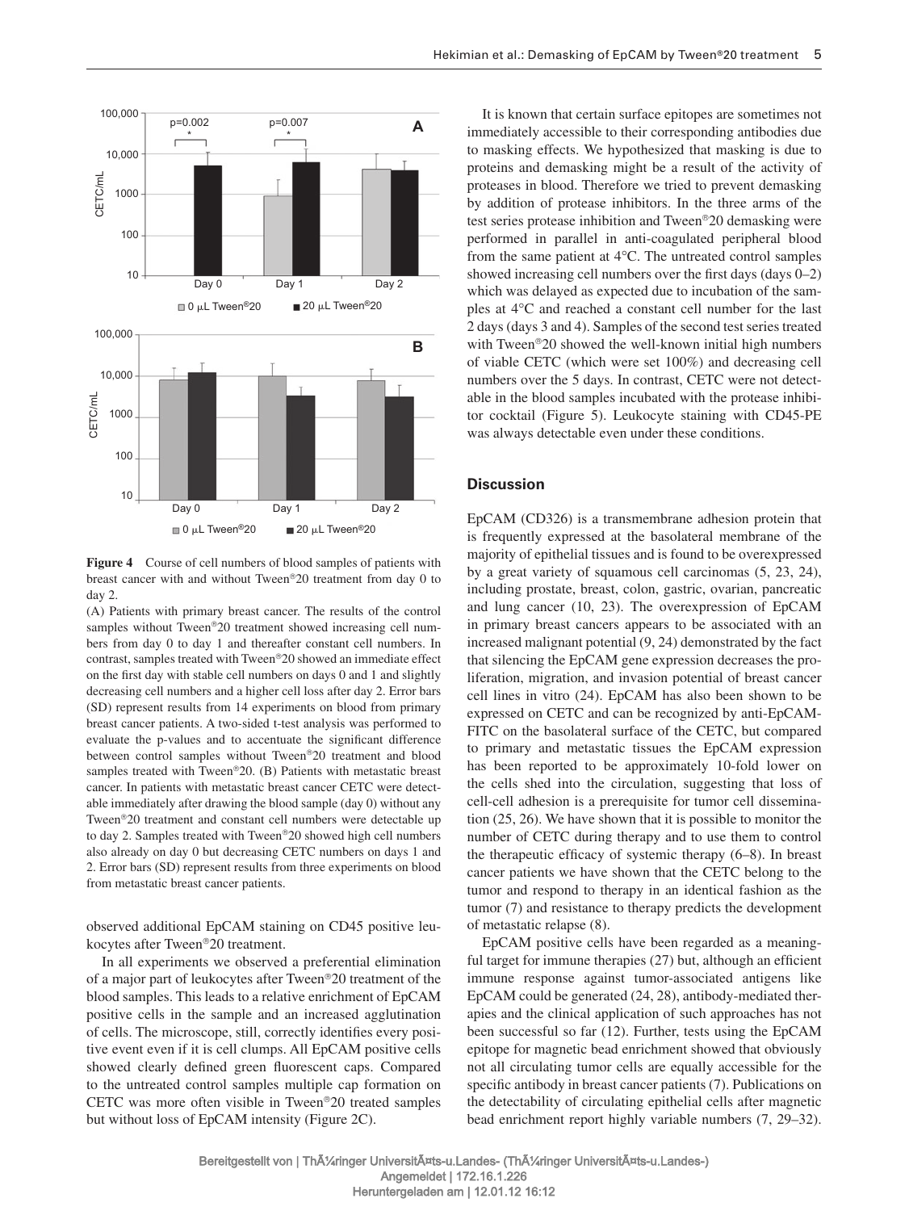**Figure 4** Course of cell numbers of blood samples of patients with breast cancer with and without Tween®20 treatment from day 0 to day 2.

(A) Patients with primary breast cancer. The results of the control samples without Tween®20 treatment showed increasing cell numbers from day 0 to day 1 and thereafter constant cell numbers. In contrast, samples treated with Tween®20 showed an immediate effect on the first day with stable cell numbers on days 0 and 1 and slightly decreasing cell numbers and a higher cell loss after day 2. Error bars (SD) represent results from 14 experiments on blood from primary breast cancer patients. A two-sided t-test analysis was performed to evaluate the p-values and to accentuate the significant difference between control samples without Tween®20 treatment and blood samples treated with Tween®20. (B) Patients with metastatic breast cancer. In patients with metastatic breast cancer CETC were detectable immediately after drawing the blood sample (day 0) without any Tween®20 treatment and constant cell numbers were detectable up to day 2. Samples treated with Tween®20 showed high cell numbers also already on day 0 but decreasing CETC numbers on days 1 and 2. Error bars (SD) represent results from three experiments on blood from metastatic breast cancer patients.

observed additional EpCAM staining on CD45 positive leukocytes after Tween®20 treatment.

In all experiments we observed a preferential elimination of a major part of leukocytes after Tween®20 treatment of the blood samples. This leads to a relative enrichment of EpCAM positive cells in the sample and an increased agglutination of cells. The microscope, still, correctly identifies every positive event even if it is cell clumps. All EpCAM positive cells showed clearly defined green fluorescent caps. Compared to the untreated control samples multiple cap formation on CETC was more often visible in Tween®20 treated samples but without loss of EpCAM intensity (Figure 2C).

It is known that certain surface epitopes are sometimes not immediately accessible to their corresponding antibodies due to masking effects. We hypothesized that masking is due to proteins and demasking might be a result of the activity of proteases in blood. Therefore we tried to prevent demasking by addition of protease inhibitors. In the three arms of the test series protease inhibition and Tween®20 demasking were performed in parallel in anti-coagulated peripheral blood from the same patient at 4°C. The untreated control samples showed increasing cell numbers over the first days (days 0–2) which was delayed as expected due to incubation of the samples at 4°C and reached a constant cell number for the last 2 days (days 3 and 4). Samples of the second test series treated with Tween®20 showed the well-known initial high numbers of viable CETC (which were set 100%) and decreasing cell numbers over the 5 days. In contrast, CETC were not detectable in the blood samples incubated with the protease inhibitor cocktail (Figure 5). Leukocyte staining with CD45-PE was always detectable even under these conditions.

## Discussion

EpCAM (CD326) is a transmembrane adhesion protein that is frequently expressed at the basolateral membrane of the majority of epithelial tissues and is found to be overexpressed by a great variety of squamous cell carcinomas (5, 23, 24), including prostate, breast, colon, gastric, ovarian, pancreatic and lung cancer (10, 23). The overexpression of EpCAM in primary breast cancers appears to be associated with an increased malignant potential (9, 24) demonstrated by the fact that silencing the EpCAM gene expression decreases the proliferation, migration, and invasion potential of breast cancer cell lines in vitro (24). EpCAM has also been shown to be expressed on CETC and can be recognized by anti-EpCAM-FITC on the basolateral surface of the CETC, but compared to primary and metastatic tissues the EpCAM expression has been reported to be approximately 10-fold lower on the cells shed into the circulation, suggesting that loss of cell-cell adhesion is a prerequisite for tumor cell dissemination (25, 26). We have shown that it is possible to monitor the number of CETC during therapy and to use them to control the therapeutic efficacy of systemic therapy (6–8). In breast cancer patients we have shown that the CETC belong to the tumor and respond to therapy in an identical fashion as the tumor (7) and resistance to therapy predicts the development of metastatic relapse (8).

EpCAM positive cells have been regarded as a meaningful target for immune therapies (27) but, although an efficient immune response against tumor-associated antigens like EpCAM could be generated (24, 28), antibody-mediated therapies and the clinical application of such approaches has not been successful so far (12). Further, tests using the EpCAM epitope for magnetic bead enrichment showed that obviously not all circulating tumor cells are equally accessible for the specific antibody in breast cancer patients (7). Publications on the detectability of circulating epithelial cells after magnetic bead enrichment report highly variable numbers (7, 29–32).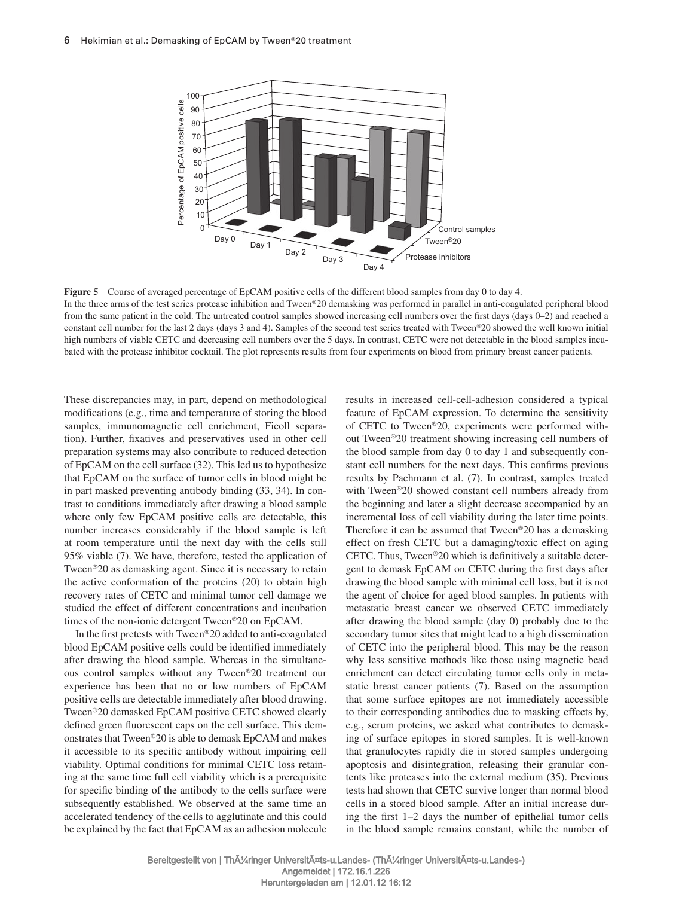**Figure 5** Course of averaged percentage of EpCAM positive cells of the different blood samples from day 0 to day 4.
In the three arms of the test series protease inhibition and Tween®20 demasking was performed in parallel in anti-coagulated peripheral blood from the same patient in the cold. The untreated control samples showed increasing cell numbers over the first days (days 0–2) and reached a constant cell number for the last 2 days (days 3 and 4). Samples of the second test series treated with Tween®20 showed the well known initial high numbers of viable CETC and decreasing cell numbers over the 5 days. In contrast, CETC were not detectable in the blood samples incubated with the protease inhibitor cocktail. The plot represents results from four experiments on blood from primary breast cancer patients.

These discrepancies may, in part, depend on methodological modifications (e.g., time and temperature of storing the blood samples, immunomagnetic cell enrichment, Ficoll separation). Further, fixatives and preservatives used in other cell preparation systems may also contribute to reduced detection of EpCAM on the cell surface (32). This led us to hypothesize that EpCAM on the surface of tumor cells in blood might be in part masked preventing antibody binding (33, 34). In contrast to conditions immediately after drawing a blood sample where only few EpCAM positive cells are detectable, this number increases considerably if the blood sample is left at room temperature until the next day with the cells still 95% viable (7). We have, therefore, tested the application of Tween®20 as demasking agent. Since it is necessary to retain the active conformation of the proteins (20) to obtain high recovery rates of CETC and minimal tumor cell damage we studied the effect of different concentrations and incubation times of the non-ionic detergent Tween®20 on EpCAM.

In the first pretests with Tween®20 added to anti-coagulated blood EpCAM positive cells could be identified immediately after drawing the blood sample. Whereas in the simultaneous control samples without any Tween®20 treatment our experience has been that no or low numbers of EpCAM positive cells are detectable immediately after blood drawing. Tween®20 demasked EpCAM positive CETC showed clearly defined green fluorescent caps on the cell surface. This demonstrates that Tween®20 is able to demask EpCAM and makes it accessible to its specific antibody without impairing cell viability. Optimal conditions for minimal CETC loss retaining at the same time full cell viability which is a prerequisite for specific binding of the antibody to the cells surface were subsequently established. We observed at the same time an accelerated tendency of the cells to agglutinate and this could be explained by the fact that EpCAM as an adhesion molecule results in increased cell-cell-adhesion considered a typical feature of EpCAM expression. To determine the sensitivity of CETC to Tween®20, experiments were performed without Tween®20 treatment showing increasing cell numbers of the blood sample from day 0 to day 1 and subsequently constant cell numbers for the next days. This confirms previous results by Pachmann et al. (7). In contrast, samples treated with Tween®20 showed constant cell numbers already from the beginning and later a slight decrease accompanied by an incremental loss of cell viability during the later time points. Therefore it can be assumed that Tween®20 has a demasking effect on fresh CETC but a damaging/toxic effect on aging CETC. Thus, Tween®20 which is definitively a suitable detergent to demask EpCAM on CETC during the first days after drawing the blood sample with minimal cell loss, but it is not the agent of choice for aged blood samples. In patients with metastatic breast cancer we observed CETC immediately after drawing the blood sample (day 0) probably due to the secondary tumor sites that might lead to a high dissemination of CETC into the peripheral blood. This may be the reason why less sensitive methods like those using magnetic bead enrichment can detect circulating tumor cells only in metastatic breast cancer patients (7). Based on the assumption that some surface epitopes are not immediately accessible to their corresponding antibodies due to masking effects by, e.g., serum proteins, we asked what contributes to demasking of surface epitopes in stored samples. It is well-known that granulocytes rapidly die in stored samples undergoing apoptosis and disintegration, releasing their granular contents like proteases into the external medium (35). Previous tests had shown that CETC survive longer than normal blood cells in a stored blood sample. After an initial increase during the first 1–2 days the number of epithelial tumor cells in the blood sample remains constant, while the number of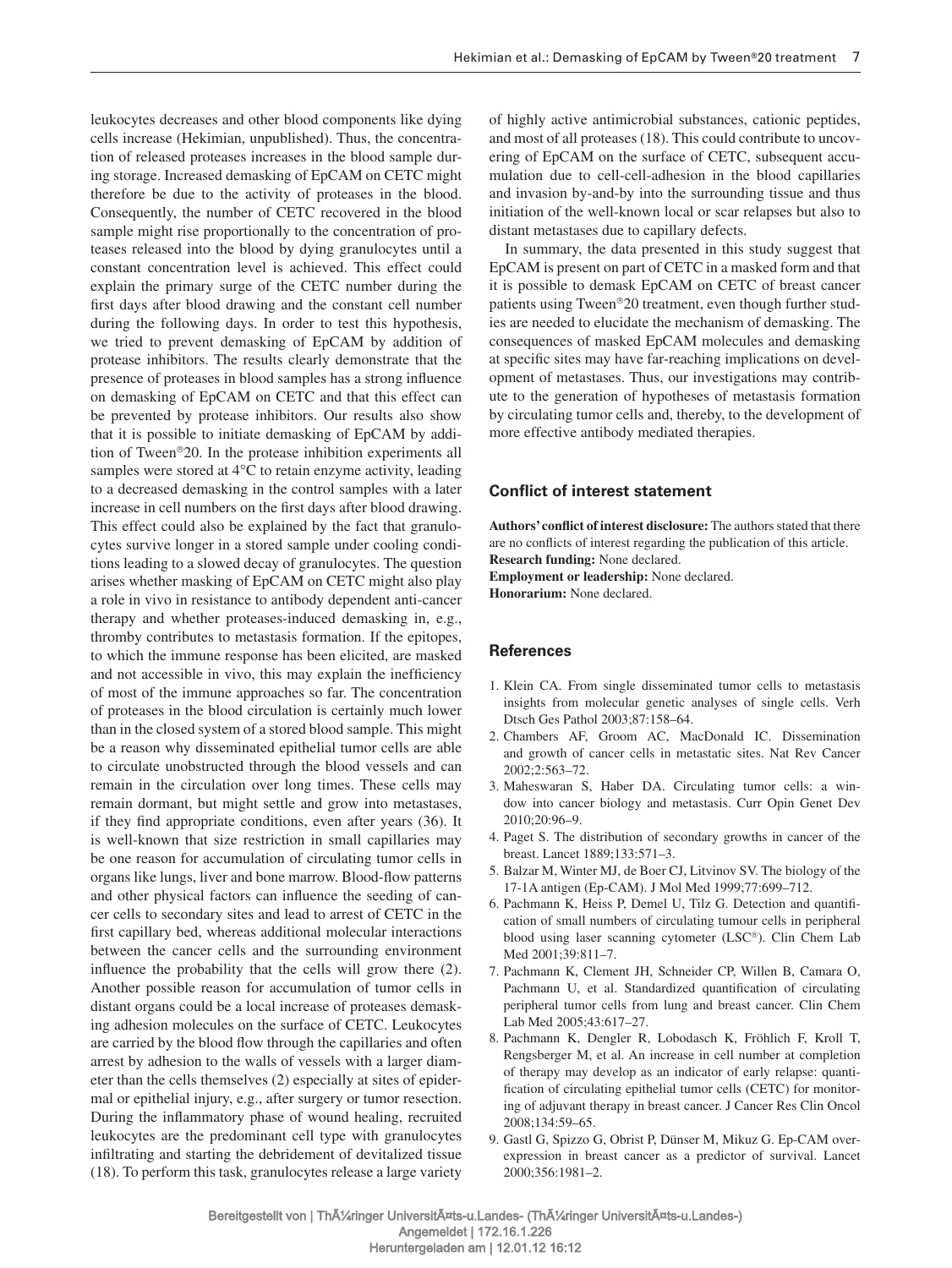leukocytes decreases and other blood components like dying cells increase (Hekimian, unpublished). Thus, the concentration of released proteases increases in the blood sample during storage. Increased demasking of EpCAM on CETC might therefore be due to the activity of proteases in the blood. Consequently, the number of CETC recovered in the blood sample might rise proportionally to the concentration of proteases released into the blood by dying granulocytes until a constant concentration level is achieved. This effect could explain the primary surge of the CETC number during the first days after blood drawing and the constant cell number during the following days. In order to test this hypothesis, we tried to prevent demasking of EpCAM by addition of protease inhibitors. The results clearly demonstrate that the presence of proteases in blood samples has a strong influence on demasking of EpCAM on CETC and that this effect can be prevented by protease inhibitors. Our results also show that it is possible to initiate demasking of EpCAM by addition of Tween®20. In the protease inhibition experiments all samples were stored at 4°C to retain enzyme activity, leading to a decreased demasking in the control samples with a later increase in cell numbers on the first days after blood drawing. This effect could also be explained by the fact that granulocytes survive longer in a stored sample under cooling conditions leading to a slowed decay of granulocytes. The question arises whether masking of EpCAM on CETC might also play a role in vivo in resistance to antibody dependent anti-cancer therapy and whether proteases-induced demasking in, e.g., thromby contributes to metastasis formation. If the epitopes, to which the immune response has been elicited, are masked and not accessible in vivo, this may explain the inefficiency of most of the immune approaches so far. The concentration of proteases in the blood circulation is certainly much lower than in the closed system of a stored blood sample. This might be a reason why disseminated epithelial tumor cells are able to circulate unobstructed through the blood vessels and can remain in the circulation over long times. These cells may remain dormant, but might settle and grow into metastases, if they find appropriate conditions, even after years (36). It is well-known that size restriction in small capillaries may be one reason for accumulation of circulating tumor cells in organs like lungs, liver and bone marrow. Blood-flow patterns and other physical factors can influence the seeding of cancer cells to secondary sites and lead to arrest of CETC in the first capillary bed, whereas additional molecular interactions between the cancer cells and the surrounding environment influence the probability that the cells will grow there (2). Another possible reason for accumulation of tumor cells in distant organs could be a local increase of proteases demasking adhesion molecules on the surface of CETC. Leukocytes are carried by the blood flow through the capillaries and often arrest by adhesion to the walls of vessels with a larger diameter than the cells themselves (2) especially at sites of epidermal or epithelial injury, e.g., after surgery or tumor resection. During the inflammatory phase of wound healing, recruited leukocytes are the predominant cell type with granulocytes infiltrating and starting the debridement of devitalized tissue (18). To perform this task, granulocytes release a large variety of highly active antimicrobial substances, cationic peptides, and most of all proteases (18). This could contribute to uncovering of EpCAM on the surface of CETC, subsequent accumulation due to cell-cell-adhesion in the blood capillaries and invasion by-and-by into the surrounding tissue and thus initiation of the well-known local or scar relapses but also to distant metastases due to capillary defects.

In summary, the data presented in this study suggest that EpCAM is present on part of CETC in a masked form and that it is possible to demask EpCAM on CETC of breast cancer patients using Tween®20 treatment, even though further studies are needed to elucidate the mechanism of demasking. The consequences of masked EpCAM molecules and demasking at specific sites may have far-reaching implications on development of metastases. Thus, our investigations may contribute to the generation of hypotheses of metastasis formation by circulating tumor cells and, thereby, to the development of more effective antibody mediated therapies.

## Conflict of interest statement

**Authors' conflict of interest disclosure:** The authors stated that there are no conflicts of interest regarding the publication of this article.
**Research funding:** None declared.
**Employment or leadership:** None declared.
**Honorarium:** None declared.

## References

1. Klein CA. From single disseminated tumor cells to metastasis insights from molecular genetic analyses of single cells. Verh Dtsch Ges Pathol 2003;87:158–64.
2. Chambers AF, Groom AC, MacDonald IC. Dissemination and growth of cancer cells in metastatic sites. Nat Rev Cancer 2002;2:563–72.
3. Maheswaran S, Haber DA. Circulating tumor cells: a window into cancer biology and metastasis. Curr Opin Genet Dev 2010;20:96–9.
4. Paget S. The distribution of secondary growths in cancer of the breast. Lancet 1889;133:571–3.
5. Balzar M, Winter MJ, de Boer CJ, Litvinov SV. The biology of the 17-1A antigen (Ep-CAM). J Mol Med 1999;77:699–712.
6. Pachmann K, Heiss P, Demel U, Tilz G. Detection and quantification of small numbers of circulating tumour cells in peripheral blood using laser scanning cytometer (LSC®). Clin Chem Lab Med 2001;39:811–7.
7. Pachmann K, Clement JH, Schneider CP, Willen B, Camara O, Pachmann U, et al. Standardized quantification of circulating peripheral tumor cells from lung and breast cancer. Clin Chem Lab Med 2005;43:617–27.
8. Pachmann K, Dengler R, Lobodasch K, Fröhlich F, Kroll T, Rengsberger M, et al. An increase in cell number at completion of therapy may develop as an indicator of early relapse: quantification of circulating epithelial tumor cells (CETC) for monitoring of adjuvant therapy in breast cancer. J Cancer Res Clin Oncol 2008;134:59–65.
9. Gastl G, Spizzo G, Obrist P, Dünser M, Mikuz G. Ep-CAM overexpression in breast cancer as a predictor of survival. Lancet 2000;356:1981–2.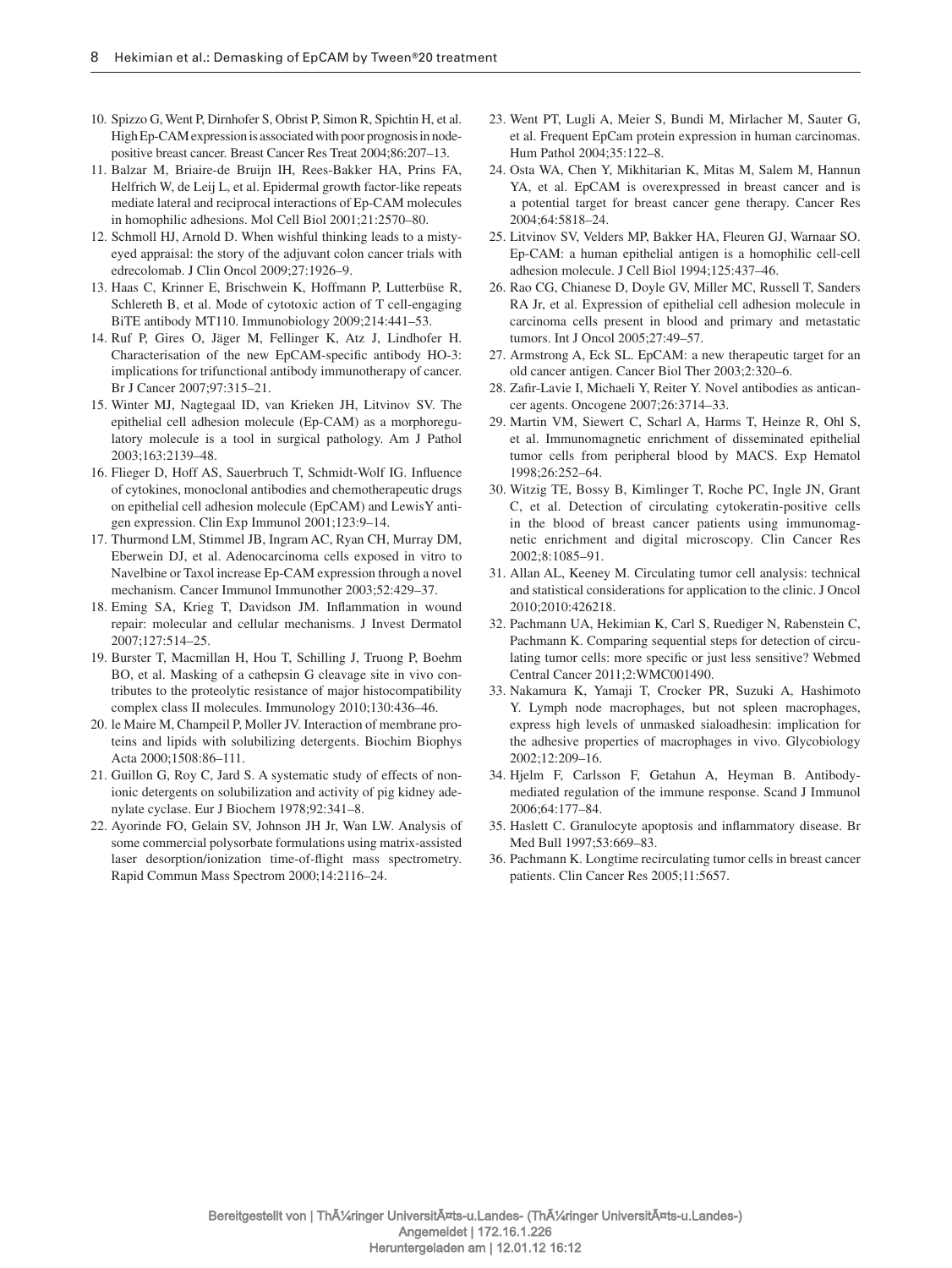10. Spizzo G, Went P, Dirnhofer S, Obrist P, Simon R, Spichtin H, et al. High Ep-CAM expression is associated with poor prognosis in node-positive breast cancer. Breast Cancer Res Treat 2004;86:207–13.
11. Balzar M, Briaire-de Bruijn IH, Rees-Bakker HA, Prins FA, Helfrich W, de Leij L, et al. Epidermal growth factor-like repeats mediate lateral and reciprocal interactions of Ep-CAM molecules in homophilic adhesions. Mol Cell Biol 2001;21:2570–80.
12. Schmoll HJ, Arnold D. When wishful thinking leads to a misty-eyed appraisal: the story of the adjuvant colon cancer trials with edrecolomab. J Clin Oncol 2009;27:1926–9.
13. Haas C, Krinner E, Brischwein K, Hoffmann P, Lutterbüse R, Schlereth B, et al. Mode of cytotoxic action of T cell-engaging BiTE antibody MT110. Immunobiology 2009;214:441–53.
14. Ruf P, Gires O, Jäger M, Fellinger K, Atz J, Lindhofer H. Characterisation of the new EpCAM-specific antibody HO-3: implications for trifunctional antibody immunotherapy of cancer. Br J Cancer 2007;97:315–21.
15. Winter MJ, Nagtegaal ID, van Krieken JH, Litvinov SV. The epithelial cell adhesion molecule (Ep-CAM) as a morphoregulatory molecule is a tool in surgical pathology. Am J Pathol 2003;163:2139–48.
16. Flieger D, Hoff AS, Sauerbruch T, Schmidt-Wolf IG. Influence of cytokines, monoclonal antibodies and chemotherapeutic drugs on epithelial cell adhesion molecule (EpCAM) and LewisY antigen expression. Clin Exp Immunol 2001;123:9–14.
17. Thurmond LM, Stimmel JB, Ingram AC, Ryan CH, Murray DM, Eberwein DJ, et al. Adenocarcinoma cells exposed in vitro to Navelbine or Taxol increase Ep-CAM expression through a novel mechanism. Cancer Immunol Immunother 2003;52:429–37.
18. Eming SA, Krieg T, Davidson JM. Inflammation in wound repair: molecular and cellular mechanisms. J Invest Dermatol 2007;127:514–25.
19. Burster T, Macmillan H, Hou T, Schilling J, Truong P, Boehm BO, et al. Masking of a cathepsin G cleavage site in vivo contributes to the proteolytic resistance of major histocompatibility complex class II molecules. Immunology 2010;130:436–46.
20. le Maire M, Champeil P, Moller JV. Interaction of membrane proteins and lipids with solubilizing detergents. Biochim Biophys Acta 2000;1508:86–111.
21. Guillon G, Roy C, Jard S. A systematic study of effects of non-ionic detergents on solubilization and activity of pig kidney adenylate cyclase. Eur J Biochem 1978;92:341–8.
22. Ayorinde FO, Gelain SV, Johnson JH Jr, Wan LW. Analysis of some commercial polysorbate formulations using matrix-assisted laser desorption/ionization time-of-flight mass spectrometry. Rapid Commun Mass Spectrom 2000;14:2116–24.
23. Went PT, Lugli A, Meier S, Bundi M, Mirlacher M, Sauter G, et al. Frequent EpCam protein expression in human carcinomas. Hum Pathol 2004;35:122–8.
24. Osta WA, Chen Y, Mikhitarian K, Mitas M, Salem M, Hannun YA, et al. EpCAM is overexpressed in breast cancer and is a potential target for breast cancer gene therapy. Cancer Res 2004;64:5818–24.
25. Litvinov SV, Velders MP, Bakker HA, Fleuren GJ, Warnaar SO. Ep-CAM: a human epithelial antigen is a homophilic cell-cell adhesion molecule. J Cell Biol 1994;125:437–46.
26. Rao CG, Chianese D, Doyle GV, Miller MC, Russell T, Sanders RA Jr, et al. Expression of epithelial cell adhesion molecule in carcinoma cells present in blood and primary and metastatic tumors. Int J Oncol 2005;27:49–57.
27. Armstrong A, Eck SL. EpCAM: a new therapeutic target for an old cancer antigen. Cancer Biol Ther 2003;2:320–6.
28. Zafir-Lavie I, Michaeli Y, Reiter Y. Novel antibodies as anticancer agents. Oncogene 2007;26:3714–33.
29. Martin VM, Siewert C, Scharl A, Harms T, Heinze R, Ohl S, et al. Immunomagnetic enrichment of disseminated epithelial tumor cells from peripheral blood by MACS. Exp Hematol 1998;26:252–64.
30. Witzig TE, Bossy B, Kimlinger T, Roche PC, Ingle JN, Grant C, et al. Detection of circulating cytokeratin-positive cells in the blood of breast cancer patients using immunomagnetic enrichment and digital microscopy. Clin Cancer Res 2002;8:1085–91.
31. Allan AL, Keeney M. Circulating tumor cell analysis: technical and statistical considerations for application to the clinic. J Oncol 2010;2010:426218.
32. Pachmann UA, Hekimian K, Carl S, Ruediger N, Rabenstein C, Pachmann K. Comparing sequential steps for detection of circulating tumor cells: more specific or just less sensitive? Webmed Central Cancer 2011;2:WMC001490.
33. Nakamura K, Yamaji T, Crocker PR, Suzuki A, Hashimoto Y. Lymph node macrophages, but not spleen macrophages, express high levels of unmasked sialoadhesin: implication for the adhesive properties of macrophages in vivo. Glycobiology 2002;12:209–16.
34. Hjelm F, Carlsson F, Getahun A, Heyman B. Antibody-mediated regulation of the immune response. Scand J Immunol 2006;64:177–84.
35. Haslett C. Granulocyte apoptosis and inflammatory disease. Br Med Bull 1997;53:669–83.
36. Pachmann K. Longtime recirculating tumor cells in breast cancer patients. Clin Cancer Res 2005;11:5657.